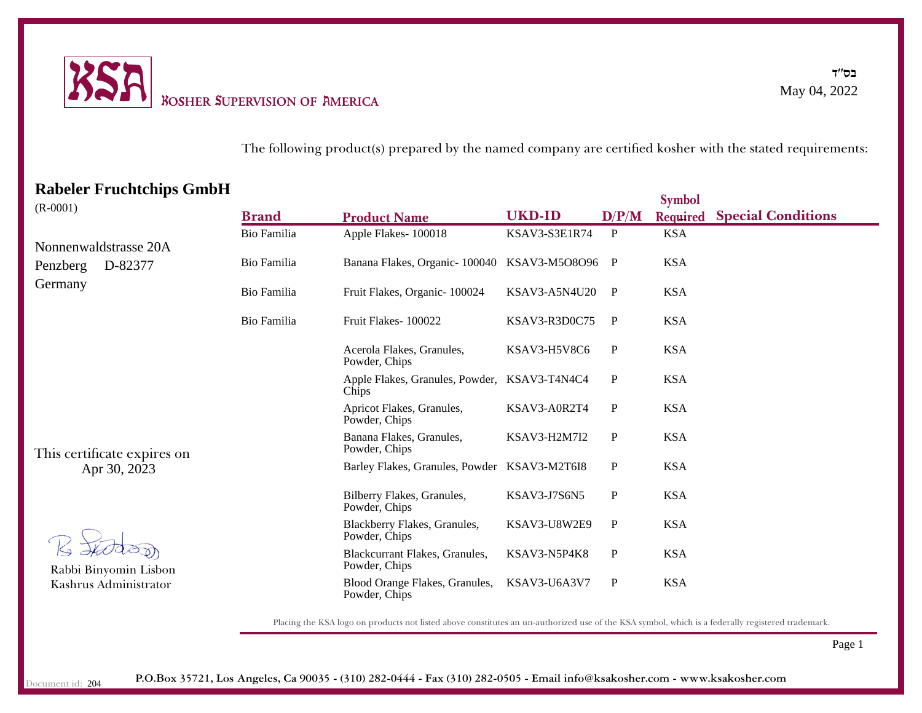KSA **KOSHER SUPERVISION OF AMERICA**

בס"ד

May 04, 2022

The following product(s) prepared by the named company are certified kosher with the stated requirements:

## Rabeler Fruchtchips GmbH

(R-0001)

Nonnenwaldstrasse 20A
Penzberg D-82377
Germany

| Brand | Product Name | UKD-ID | D/P/M | Symbol Required | Special Conditions |
|---|---|---|---|---|---|
| Bio Familia | Apple Flakes- 100018 | KSAV3-S3E1R74 | P | KSA | |
| Bio Familia | Banana Flakes, Organic- 100040 | KSAV3-M5O8O96 | P | KSA | |
| Bio Familia | Fruit Flakes, Organic- 100024 | KSAV3-A5N4U20 | P | KSA | |
| Bio Familia | Fruit Flakes- 100022 | KSAV3-R3D0C75 | P | KSA | |
| | Acerola Flakes, Granules, Powder, Chips | KSAV3-H5V8C6 | P | KSA | |
| | Apple Flakes, Granules, Powder, Chips | KSAV3-T4N4C4 | P | KSA | |
| | Apricot Flakes, Granules, Powder, Chips | KSAV3-A0R2T4 | P | KSA | |
| | Banana Flakes, Granules, Powder, Chips | KSAV3-H2M7I2 | P | KSA | |
| | Barley Flakes, Granules, Powder | KSAV3-M2T6I8 | P | KSA | |
| | Bilberry Flakes, Granules, Powder, Chips | KSAV3-J7S6N5 | P | KSA | |
| | Blackberry Flakes, Granules, Powder, Chips | KSAV3-U8W2E9 | P | KSA | |
| | Blackcurrant Flakes, Granules, Powder, Chips | KSAV3-N5P4K8 | P | KSA | |
| | Blood Orange Flakes, Granules, Powder, Chips | KSAV3-U6A3V7 | P | KSA | |

This certificate expires on Apr 30, 2023

Rabbi Binyomin Lisbon
Kashrus Administrator

Placing the KSA logo on products not listed above constitutes an un-authorized use of the KSA symbol, which is a federally registered trademark.

Document id: 204

**P.O.Box 35721, Los Angeles, Ca 90035 - (310) 282-0444 - Fax (310) 282-0505 - Email info@ksakosher.com - www.ksakosher.com**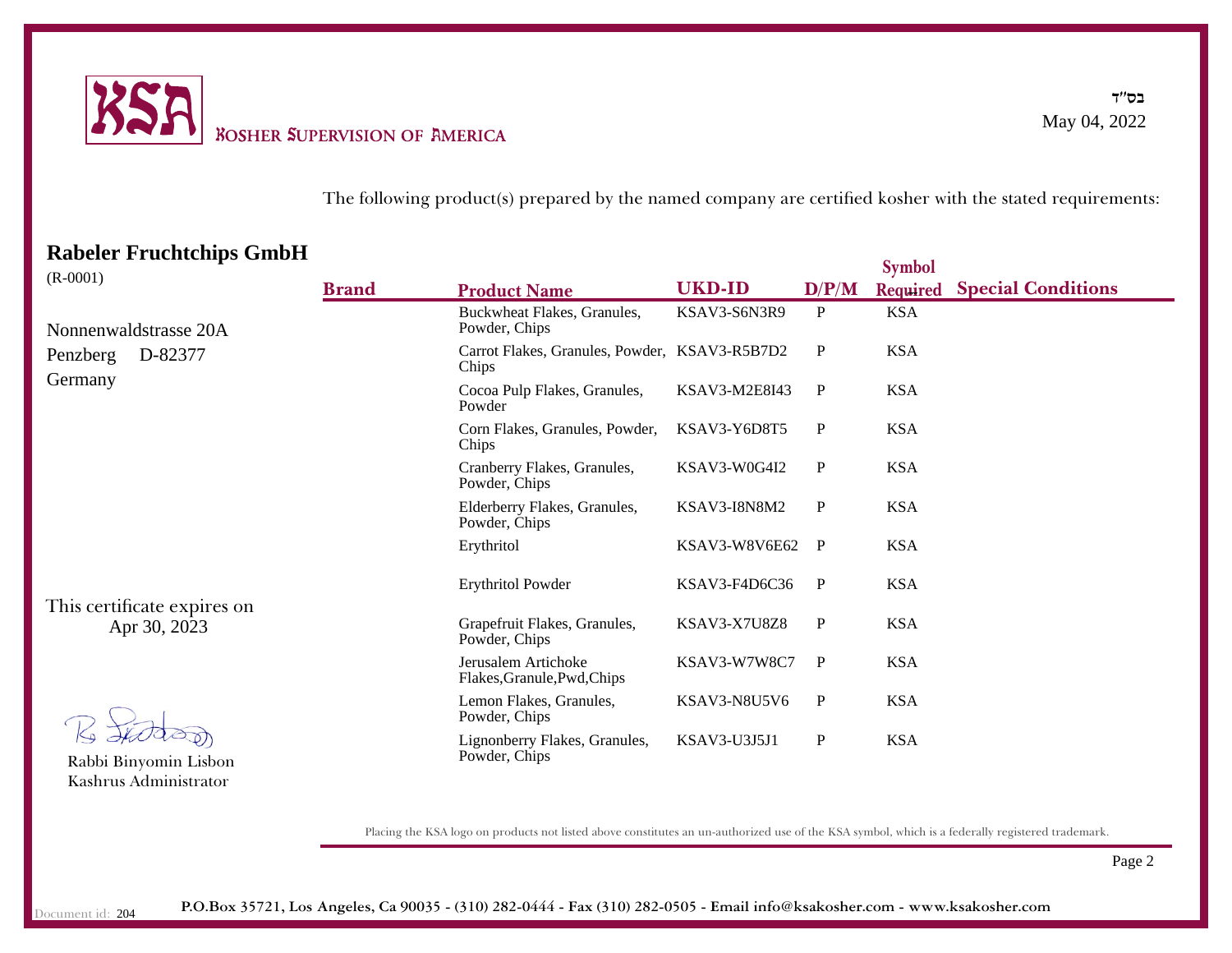**KSA** KOSHER SUPERVISION OF AMERICA

בס"ד
May 04, 2022

The following product(s) prepared by the named company are certified kosher with the stated requirements:

## Rabeler Fruchtchips GmbH

(R-0001)

Nonnenwaldstrasse 20A
Penzberg D-82377
Germany

| Brand | Product Name | UKD-ID | D/P/M | Symbol Required | Special Conditions |
|---|---|---|---|---|---|
| | Buckwheat Flakes, Granules, Powder, Chips | KSAV3-S6N3R9 | P | KSA | |
| | Carrot Flakes, Granules, Powder, Chips | KSAV3-R5B7D2 | P | KSA | |
| | Cocoa Pulp Flakes, Granules, Powder | KSAV3-M2E8I43 | P | KSA | |
| | Corn Flakes, Granules, Powder, Chips | KSAV3-Y6D8T5 | P | KSA | |
| | Cranberry Flakes, Granules, Powder, Chips | KSAV3-W0G4I2 | P | KSA | |
| | Elderberry Flakes, Granules, Powder, Chips | KSAV3-I8N8M2 | P | KSA | |
| | Erythritol | KSAV3-W8V6E62 | P | KSA | |
| | Erythritol Powder | KSAV3-F4D6C36 | P | KSA | |
| | Grapefruit Flakes, Granules, Powder, Chips | KSAV3-X7U8Z8 | P | KSA | |
| | Jerusalem Artichoke Flakes,Granule,Pwd,Chips | KSAV3-W7W8C7 | P | KSA | |
| | Lemon Flakes, Granules, Powder, Chips | KSAV3-N8U5V6 | P | KSA | |
| | Lignonberry Flakes, Granules, Powder, Chips | KSAV3-U3J5J1 | P | KSA | |

This certificate expires on
Apr 30, 2023

Rabbi Binyomin Lisbon
Kashrus Administrator

Placing the KSA logo on products not listed above constitutes an un-authorized use of the KSA symbol, which is a federally registered trademark.

Document id: 204

**P.O.Box 35721, Los Angeles, Ca 90035 - (310) 282-0444 - Fax (310) 282-0505 - Email info@ksakosher.com - www.ksakosher.com**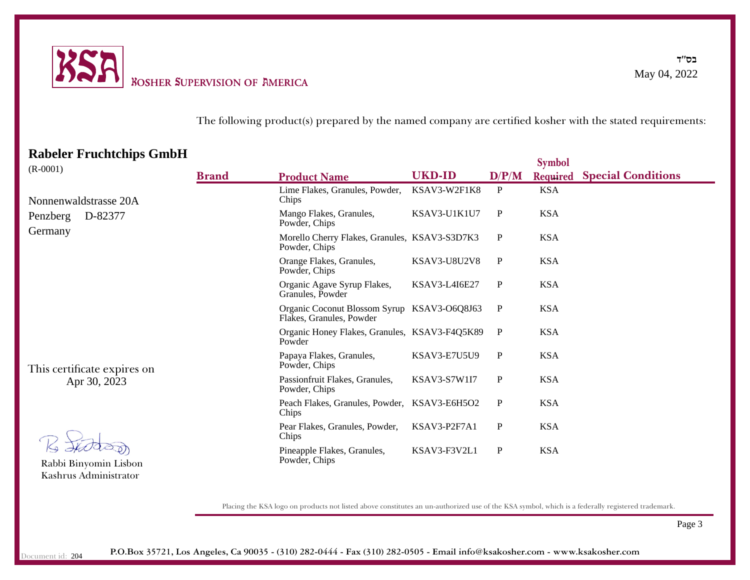KSA KOSHER SUPERVISION OF AMERICA

בס"ד

May 04, 2022

The following product(s) prepared by the named company are certified kosher with the stated requirements:

## Rabeler Fruchtchips GmbH

(R-0001)

Nonnenwaldstrasse 20A
Penzberg D-82377
Germany

| Brand | Product Name | UKD-ID | D/P/M | Symbol Required | Special Conditions |
|---|---|---|---|---|---|
| | Lime Flakes, Granules, Powder, Chips | KSAV3-W2F1K8 | P | KSA | |
| | Mango Flakes, Granules, Powder, Chips | KSAV3-U1K1U7 | P | KSA | |
| | Morello Cherry Flakes, Granules, Powder, Chips | KSAV3-S3D7K3 | P | KSA | |
| | Orange Flakes, Granules, Powder, Chips | KSAV3-U8U2V8 | P | KSA | |
| | Organic Agave Syrup Flakes, Granules, Powder | KSAV3-L4I6E27 | P | KSA | |
| | Organic Coconut Blossom Syrup Flakes, Granules, Powder | KSAV3-O6Q8J63 | P | KSA | |
| | Organic Honey Flakes, Granules, Powder | KSAV3-F4Q5K89 | P | KSA | |
| | Papaya Flakes, Granules, Powder, Chips | KSAV3-E7U5U9 | P | KSA | |
| | Passionfruit Flakes, Granules, Powder, Chips | KSAV3-S7W1I7 | P | KSA | |
| | Peach Flakes, Granules, Powder, Chips | KSAV3-E6H5O2 | P | KSA | |
| | Pear Flakes, Granules, Powder, Chips | KSAV3-P2F7A1 | P | KSA | |
| | Pineapple Flakes, Granules, Powder, Chips | KSAV3-F3V2L1 | P | KSA | |

This certificate expires on Apr 30, 2023

Rabbi Binyomin Lisbon
Kashrus Administrator

Placing the KSA logo on products not listed above constitutes an un-authorized use of the KSA symbol, which is a federally registered trademark.

Document id: 204

P.O.Box 35721, Los Angeles, Ca 90035 - (310) 282-0444 - Fax (310) 282-0505 - Email info@ksakosher.com - www.ksakosher.com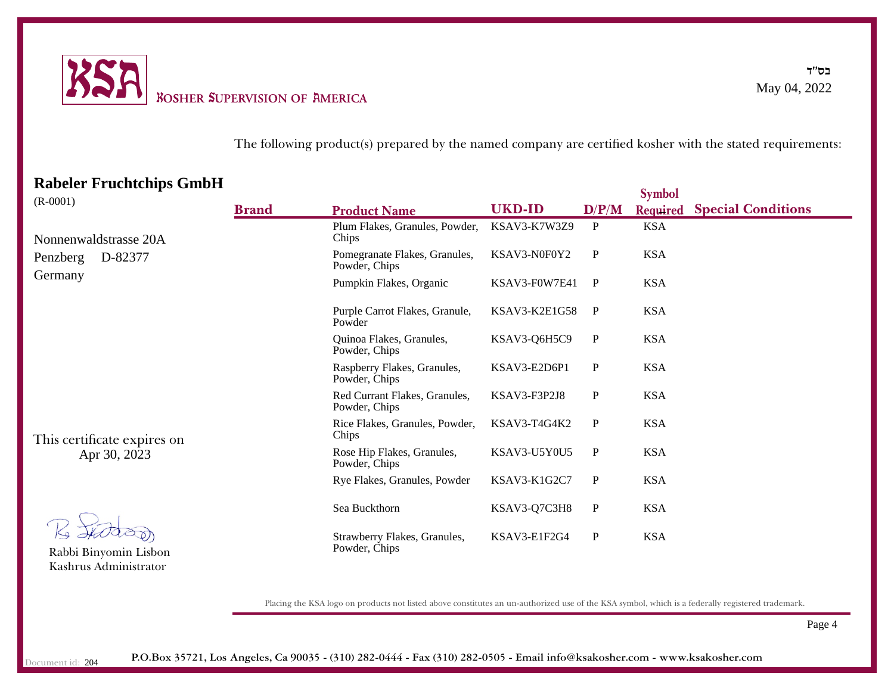# KSA

KOSHER SUPERVISION OF AMERICA

בס"ד

May 04, 2022

The following product(s) prepared by the named company are certified kosher with the stated requirements:

## Rabeler Fruchtchips GmbH

(R-0001)

Nonnenwaldstrasse 20A

Penzberg D-82377

Germany

| Brand | Product Name | UKD-ID | D/P/M | Symbol Required | Special Conditions |
|---|---|---|---|---|---|
| | Plum Flakes, Granules, Powder, Chips | KSAV3-K7W3Z9 | P | KSA | |
| | Pomegranate Flakes, Granules, Powder, Chips | KSAV3-N0F0Y2 | P | KSA | |
| | Pumpkin Flakes, Organic | KSAV3-F0W7E41 | P | KSA | |
| | Purple Carrot Flakes, Granule, Powder | KSAV3-K2E1G58 | P | KSA | |
| | Quinoa Flakes, Granules, Powder, Chips | KSAV3-Q6H5C9 | P | KSA | |
| | Raspberry Flakes, Granules, Powder, Chips | KSAV3-E2D6P1 | P | KSA | |
| | Red Currant Flakes, Granules, Powder, Chips | KSAV3-F3P2J8 | P | KSA | |
| | Rice Flakes, Granules, Powder, Chips | KSAV3-T4G4K2 | P | KSA | |
| | Rose Hip Flakes, Granules, Powder, Chips | KSAV3-U5Y0U5 | P | KSA | |
| | Rye Flakes, Granules, Powder | KSAV3-K1G2C7 | P | KSA | |
| | Sea Buckthorn | KSAV3-Q7C3H8 | P | KSA | |
| | Strawberry Flakes, Granules, Powder, Chips | KSAV3-E1F2G4 | P | KSA | |

This certificate expires on Apr 30, 2023

Rabbi Binyomin Lisbon
Kashrus Administrator

Placing the KSA logo on products not listed above constitutes an un-authorized use of the KSA symbol, which is a federally registered trademark.

Document id: 204

P.O.Box 35721, Los Angeles, Ca 90035 - (310) 282-0444 - Fax (310) 282-0505 - Email info@ksakosher.com - www.ksakosher.com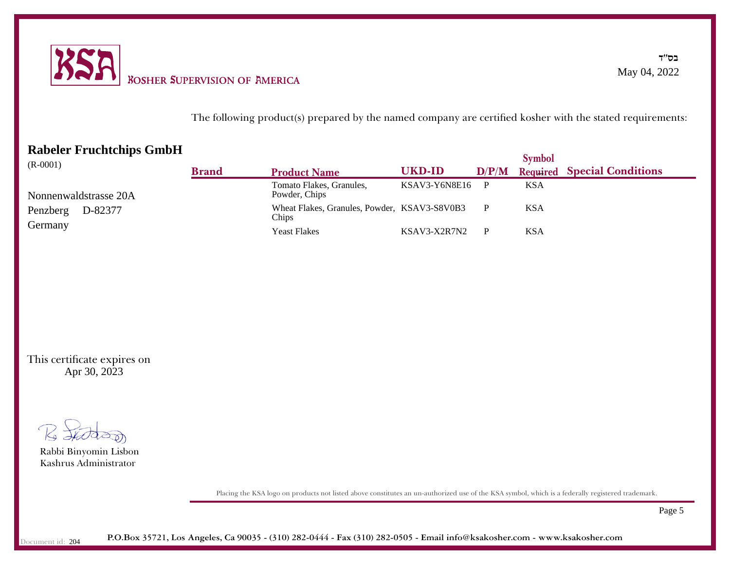**KSA** KOSHER SUPERVISION OF AMERICA

בס"ד

May 04, 2022

The following product(s) prepared by the named company are certified kosher with the stated requirements:

## Rabeler Fruchtchips GmbH

(R-0001)

Nonnenwaldstrasse 20A

Penzberg D-82377

Germany

| Brand | Product Name | UKD-ID | D/P/M | Symbol Required | Special Conditions |
|---|---|---|---|---|---|
| | Tomato Flakes, Granules, Powder, Chips | KSAV3-Y6N8E16 | P | KSA | |
| | Wheat Flakes, Granules, Powder, Chips | KSAV3-S8V0B3 | P | KSA | |
| | Yeast Flakes | KSAV3-X2R7N2 | P | KSA | |

This certificate expires on Apr 30, 2023

Rabbi Binyomin Lisbon
Kashrus Administrator

Placing the KSA logo on products not listed above constitutes an un-authorized use of the KSA symbol, which is a federally registered trademark.

Document id: 204

**P.O.Box 35721, Los Angeles, Ca 90035 - (310) 282-0444 - Fax (310) 282-0505 - Email info@ksakosher.com - www.ksakosher.com**